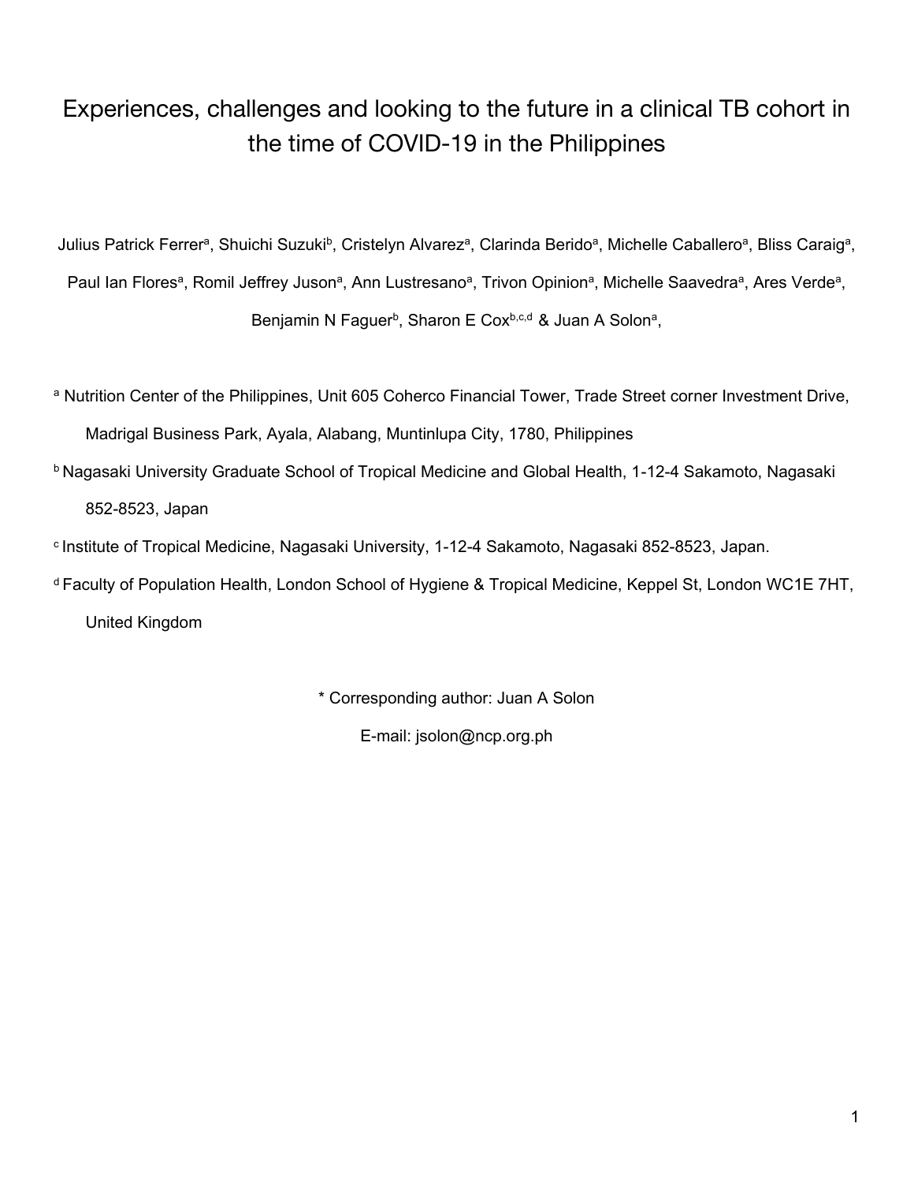# Experiences, challenges and looking to the future in a clinical TB cohort in the time of COVID-19 in the Philippines

Julius Patrick Ferrer[a], Shuichi Suzuki[b], Cristelyn Alvarez[a], Clarinda Berido[a], Michelle Caballero[a], Bliss Caraig[a], Paul Ian Flores[a], Romil Jeffrey Juson[a], Ann Lustresano[a], Trivon Opinion[a], Michelle Saavedra[a], Ares Verde[a], Benjamin N Faguer[b], Sharon E Cox[b,c,d] & Juan A Solon[a],

[a] Nutrition Center of the Philippines, Unit 605 Coherco Financial Tower, Trade Street corner Investment Drive, Madrigal Business Park, Ayala, Alabang, Muntinlupa City, 1780, Philippines

[b] Nagasaki University Graduate School of Tropical Medicine and Global Health, 1-12-4 Sakamoto, Nagasaki 852-8523, Japan

[c] Institute of Tropical Medicine, Nagasaki University, 1-12-4 Sakamoto, Nagasaki 852-8523, Japan.

[d] Faculty of Population Health, London School of Hygiene & Tropical Medicine, Keppel St, London WC1E 7HT, United Kingdom

* Corresponding author: Juan A Solon

E-mail: jsolon@ncp.org.ph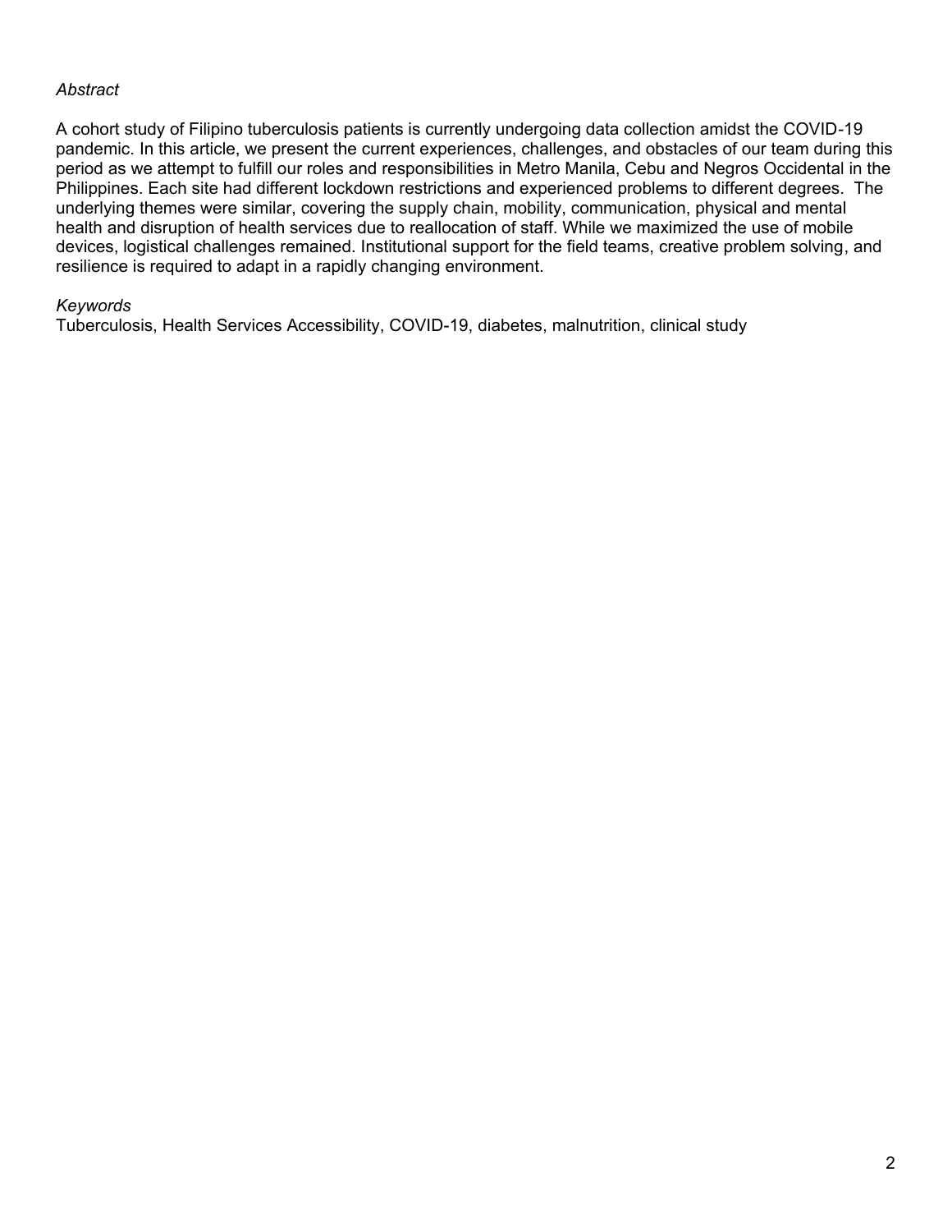*Abstract*

A cohort study of Filipino tuberculosis patients is currently undergoing data collection amidst the COVID-19 pandemic. In this article, we present the current experiences, challenges, and obstacles of our team during this period as we attempt to fulfill our roles and responsibilities in Metro Manila, Cebu and Negros Occidental in the Philippines. Each site had different lockdown restrictions and experienced problems to different degrees. The underlying themes were similar, covering the supply chain, mobility, communication, physical and mental health and disruption of health services due to reallocation of staff. While we maximized the use of mobile devices, logistical challenges remained. Institutional support for the field teams, creative problem solving, and resilience is required to adapt in a rapidly changing environment.

*Keywords*

Tuberculosis, Health Services Accessibility, COVID-19, diabetes, malnutrition, clinical study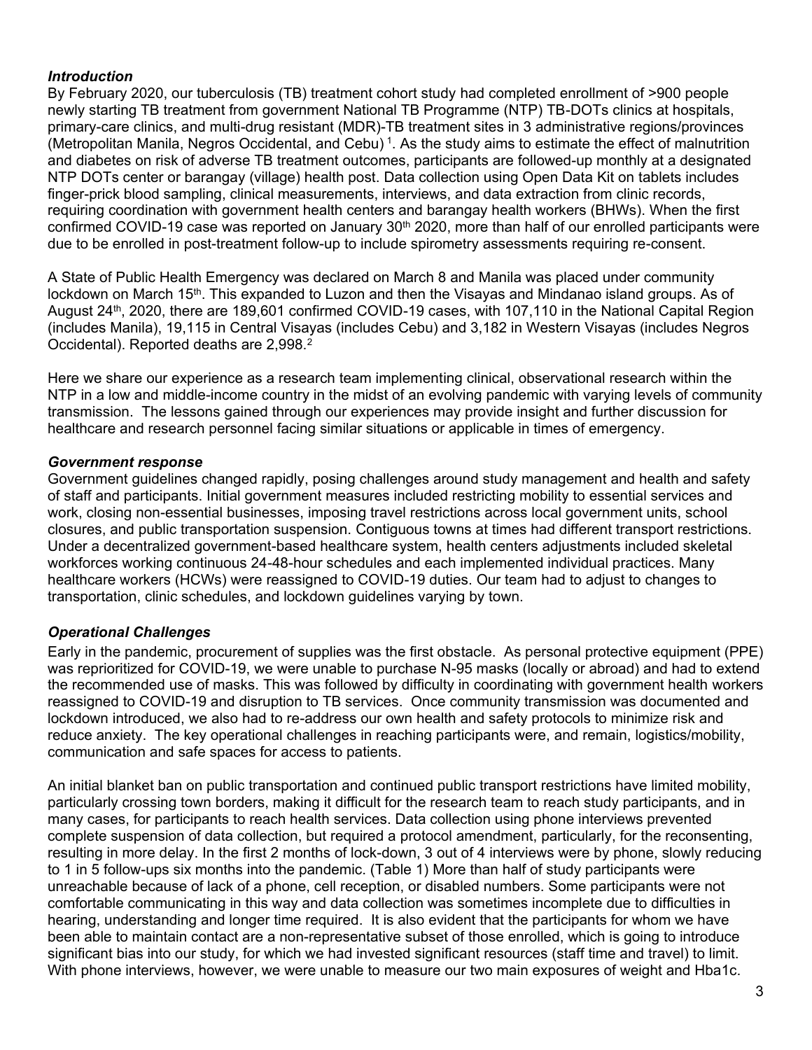### *Introduction*

By February 2020, our tuberculosis (TB) treatment cohort study had completed enrollment of >900 people newly starting TB treatment from government National TB Programme (NTP) TB-DOTs clinics at hospitals, primary-care clinics, and multi-drug resistant (MDR)-TB treatment sites in 3 administrative regions/provinces (Metropolitan Manila, Negros Occidental, and Cebu) [1]. As the study aims to estimate the effect of malnutrition and diabetes on risk of adverse TB treatment outcomes, participants are followed-up monthly at a designated NTP DOTs center or barangay (village) health post. Data collection using Open Data Kit on tablets includes finger-prick blood sampling, clinical measurements, interviews, and data extraction from clinic records, requiring coordination with government health centers and barangay health workers (BHWs). When the first confirmed COVID-19 case was reported on January 30th 2020, more than half of our enrolled participants were due to be enrolled in post-treatment follow-up to include spirometry assessments requiring re-consent.

A State of Public Health Emergency was declared on March 8 and Manila was placed under community lockdown on March 15th. This expanded to Luzon and then the Visayas and Mindanao island groups. As of August 24th, 2020, there are 189,601 confirmed COVID-19 cases, with 107,110 in the National Capital Region (includes Manila), 19,115 in Central Visayas (includes Cebu) and 3,182 in Western Visayas (includes Negros Occidental). Reported deaths are 2,998.[2]

Here we share our experience as a research team implementing clinical, observational research within the NTP in a low and middle-income country in the midst of an evolving pandemic with varying levels of community transmission. The lessons gained through our experiences may provide insight and further discussion for healthcare and research personnel facing similar situations or applicable in times of emergency.

### *Government response*

Government guidelines changed rapidly, posing challenges around study management and health and safety of staff and participants. Initial government measures included restricting mobility to essential services and work, closing non-essential businesses, imposing travel restrictions across local government units, school closures, and public transportation suspension. Contiguous towns at times had different transport restrictions. Under a decentralized government-based healthcare system, health centers adjustments included skeletal workforces working continuous 24-48-hour schedules and each implemented individual practices. Many healthcare workers (HCWs) were reassigned to COVID-19 duties. Our team had to adjust to changes to transportation, clinic schedules, and lockdown guidelines varying by town.

### *Operational Challenges*

Early in the pandemic, procurement of supplies was the first obstacle. As personal protective equipment (PPE) was reprioritized for COVID-19, we were unable to purchase N-95 masks (locally or abroad) and had to extend the recommended use of masks. This was followed by difficulty in coordinating with government health workers reassigned to COVID-19 and disruption to TB services. Once community transmission was documented and lockdown introduced, we also had to re-address our own health and safety protocols to minimize risk and reduce anxiety. The key operational challenges in reaching participants were, and remain, logistics/mobility, communication and safe spaces for access to patients.

An initial blanket ban on public transportation and continued public transport restrictions have limited mobility, particularly crossing town borders, making it difficult for the research team to reach study participants, and in many cases, for participants to reach health services. Data collection using phone interviews prevented complete suspension of data collection, but required a protocol amendment, particularly, for the reconsenting, resulting in more delay. In the first 2 months of lock-down, 3 out of 4 interviews were by phone, slowly reducing to 1 in 5 follow-ups six months into the pandemic. (Table 1) More than half of study participants were unreachable because of lack of a phone, cell reception, or disabled numbers. Some participants were not comfortable communicating in this way and data collection was sometimes incomplete due to difficulties in hearing, understanding and longer time required. It is also evident that the participants for whom we have been able to maintain contact are a non-representative subset of those enrolled, which is going to introduce significant bias into our study, for which we had invested significant resources (staff time and travel) to limit. With phone interviews, however, we were unable to measure our two main exposures of weight and Hba1c.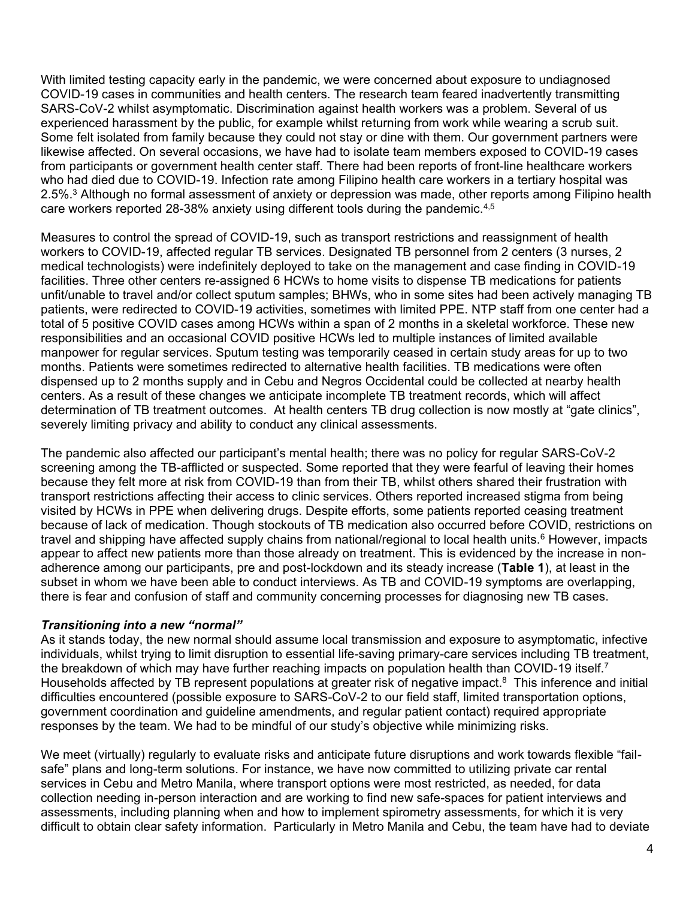With limited testing capacity early in the pandemic, we were concerned about exposure to undiagnosed COVID-19 cases in communities and health centers. The research team feared inadvertently transmitting SARS-CoV-2 whilst asymptomatic. Discrimination against health workers was a problem. Several of us experienced harassment by the public, for example whilst returning from work while wearing a scrub suit. Some felt isolated from family because they could not stay or dine with them. Our government partners were likewise affected. On several occasions, we have had to isolate team members exposed to COVID-19 cases from participants or government health center staff. There had been reports of front-line healthcare workers who had died due to COVID-19. Infection rate among Filipino health care workers in a tertiary hospital was 2.5%.[3] Although no formal assessment of anxiety or depression was made, other reports among Filipino health care workers reported 28-38% anxiety using different tools during the pandemic.[4,5]

Measures to control the spread of COVID-19, such as transport restrictions and reassignment of health workers to COVID-19, affected regular TB services. Designated TB personnel from 2 centers (3 nurses, 2 medical technologists) were indefinitely deployed to take on the management and case finding in COVID-19 facilities. Three other centers re-assigned 6 HCWs to home visits to dispense TB medications for patients unfit/unable to travel and/or collect sputum samples; BHWs, who in some sites had been actively managing TB patients, were redirected to COVID-19 activities, sometimes with limited PPE. NTP staff from one center had a total of 5 positive COVID cases among HCWs within a span of 2 months in a skeletal workforce. These new responsibilities and an occasional COVID positive HCWs led to multiple instances of limited available manpower for regular services. Sputum testing was temporarily ceased in certain study areas for up to two months. Patients were sometimes redirected to alternative health facilities. TB medications were often dispensed up to 2 months supply and in Cebu and Negros Occidental could be collected at nearby health centers. As a result of these changes we anticipate incomplete TB treatment records, which will affect determination of TB treatment outcomes. At health centers TB drug collection is now mostly at "gate clinics", severely limiting privacy and ability to conduct any clinical assessments.

The pandemic also affected our participant's mental health; there was no policy for regular SARS-CoV-2 screening among the TB-afflicted or suspected. Some reported that they were fearful of leaving their homes because they felt more at risk from COVID-19 than from their TB, whilst others shared their frustration with transport restrictions affecting their access to clinic services. Others reported increased stigma from being visited by HCWs in PPE when delivering drugs. Despite efforts, some patients reported ceasing treatment because of lack of medication. Though stockouts of TB medication also occurred before COVID, restrictions on travel and shipping have affected supply chains from national/regional to local health units.[6] However, impacts appear to affect new patients more than those already on treatment. This is evidenced by the increase in non-adherence among our participants, pre and post-lockdown and its steady increase (**Table 1**), at least in the subset in whom we have been able to conduct interviews. As TB and COVID-19 symptoms are overlapping, there is fear and confusion of staff and community concerning processes for diagnosing new TB cases.

### *Transitioning into a new "normal"*

As it stands today, the new normal should assume local transmission and exposure to asymptomatic, infective individuals, whilst trying to limit disruption to essential life-saving primary-care services including TB treatment, the breakdown of which may have further reaching impacts on population health than COVID-19 itself.[7] Households affected by TB represent populations at greater risk of negative impact.[8] This inference and initial difficulties encountered (possible exposure to SARS-CoV-2 to our field staff, limited transportation options, government coordination and guideline amendments, and regular patient contact) required appropriate responses by the team. We had to be mindful of our study's objective while minimizing risks.

We meet (virtually) regularly to evaluate risks and anticipate future disruptions and work towards flexible "fail-safe" plans and long-term solutions. For instance, we have now committed to utilizing private car rental services in Cebu and Metro Manila, where transport options were most restricted, as needed, for data collection needing in-person interaction and are working to find new safe-spaces for patient interviews and assessments, including planning when and how to implement spirometry assessments, for which it is very difficult to obtain clear safety information. Particularly in Metro Manila and Cebu, the team have had to deviate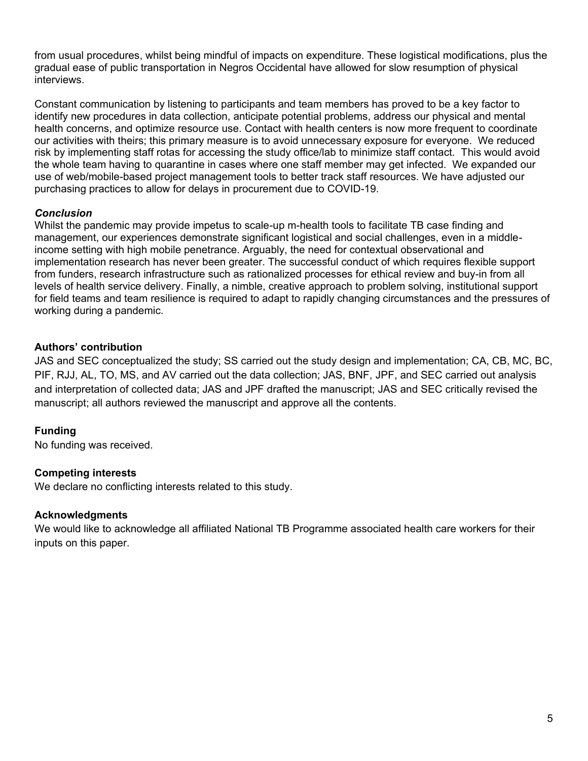from usual procedures, whilst being mindful of impacts on expenditure. These logistical modifications, plus the gradual ease of public transportation in Negros Occidental have allowed for slow resumption of physical interviews.

Constant communication by listening to participants and team members has proved to be a key factor to identify new procedures in data collection, anticipate potential problems, address our physical and mental health concerns, and optimize resource use. Contact with health centers is now more frequent to coordinate our activities with theirs; this primary measure is to avoid unnecessary exposure for everyone. We reduced risk by implementing staff rotas for accessing the study office/lab to minimize staff contact. This would avoid the whole team having to quarantine in cases where one staff member may get infected. We expanded our use of web/mobile-based project management tools to better track staff resources. We have adjusted our purchasing practices to allow for delays in procurement due to COVID-19.

### *Conclusion*

Whilst the pandemic may provide impetus to scale-up m-health tools to facilitate TB case finding and management, our experiences demonstrate significant logistical and social challenges, even in a middle-income setting with high mobile penetrance. Arguably, the need for contextual observational and implementation research has never been greater. The successful conduct of which requires flexible support from funders, research infrastructure such as rationalized processes for ethical review and buy-in from all levels of health service delivery. Finally, a nimble, creative approach to problem solving, institutional support for field teams and team resilience is required to adapt to rapidly changing circumstances and the pressures of working during a pandemic.

## Authors' contribution

JAS and SEC conceptualized the study; SS carried out the study design and implementation; CA, CB, MC, BC, PIF, RJJ, AL, TO, MS, and AV carried out the data collection; JAS, BNF, JPF, and SEC carried out analysis and interpretation of collected data; JAS and JPF drafted the manuscript; JAS and SEC critically revised the manuscript; all authors reviewed the manuscript and approve all the contents.

## Funding

No funding was received.

## Competing interests

We declare no conflicting interests related to this study.

## Acknowledgments

We would like to acknowledge all affiliated National TB Programme associated health care workers for their inputs on this paper.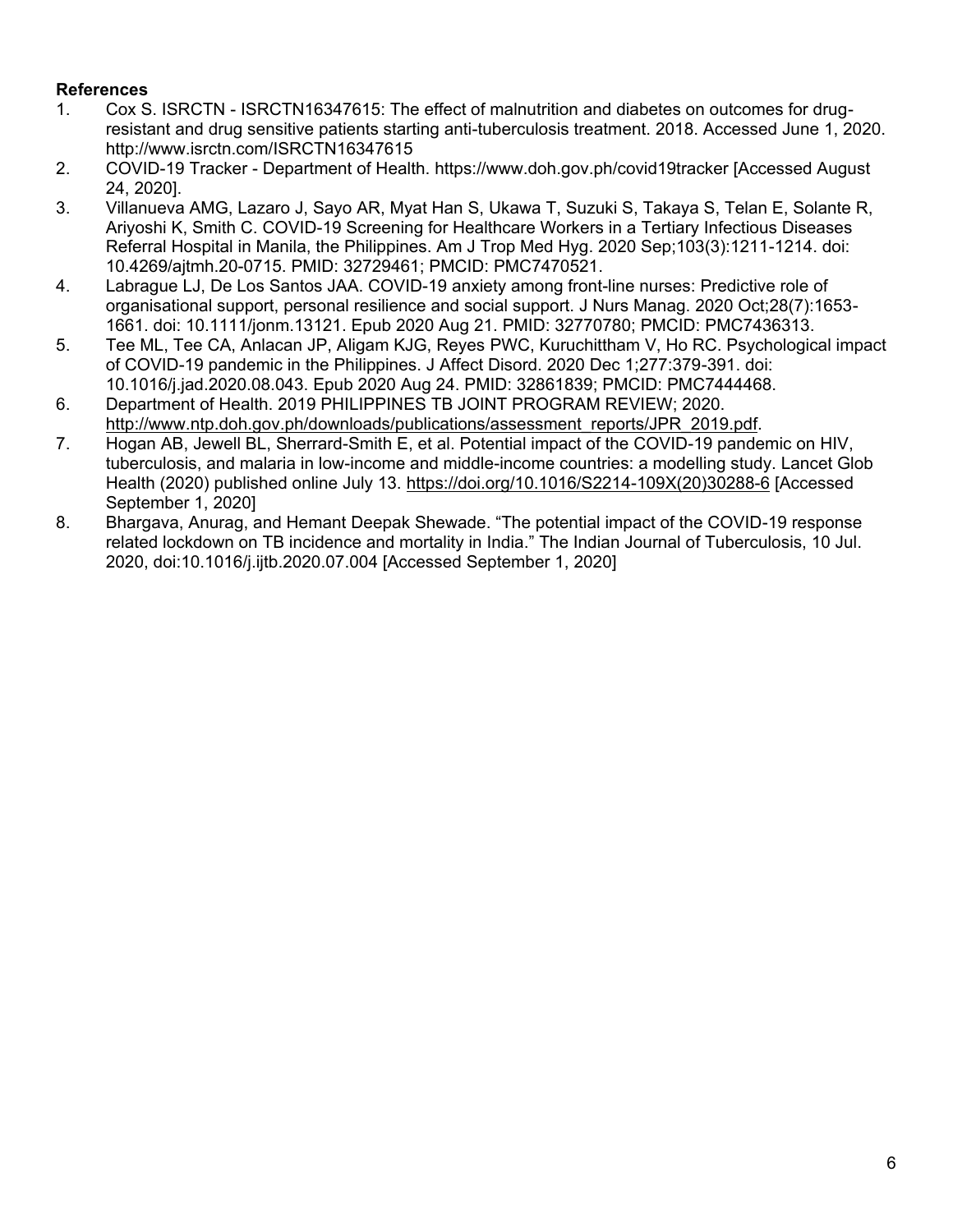**References**

1. Cox S. ISRCTN - ISRCTN16347615: The effect of malnutrition and diabetes on outcomes for drug-resistant and drug sensitive patients starting anti-tuberculosis treatment. 2018. Accessed June 1, 2020. http://www.isrctn.com/ISRCTN16347615
2. COVID-19 Tracker - Department of Health. https://www.doh.gov.ph/covid19tracker [Accessed August 24, 2020].
3. Villanueva AMG, Lazaro J, Sayo AR, Myat Han S, Ukawa T, Suzuki S, Takaya S, Telan E, Solante R, Ariyoshi K, Smith C. COVID-19 Screening for Healthcare Workers in a Tertiary Infectious Diseases Referral Hospital in Manila, the Philippines. Am J Trop Med Hyg. 2020 Sep;103(3):1211-1214. doi: 10.4269/ajtmh.20-0715. PMID: 32729461; PMCID: PMC7470521.
4. Labrague LJ, De Los Santos JAA. COVID-19 anxiety among front-line nurses: Predictive role of organisational support, personal resilience and social support. J Nurs Manag. 2020 Oct;28(7):1653-1661. doi: 10.1111/jonm.13121. Epub 2020 Aug 21. PMID: 32770780; PMCID: PMC7436313.
5. Tee ML, Tee CA, Anlacan JP, Aligam KJG, Reyes PWC, Kuruchittham V, Ho RC. Psychological impact of COVID-19 pandemic in the Philippines. J Affect Disord. 2020 Dec 1;277:379-391. doi: 10.1016/j.jad.2020.08.043. Epub 2020 Aug 24. PMID: 32861839; PMCID: PMC7444468.
6. Department of Health. 2019 PHILIPPINES TB JOINT PROGRAM REVIEW; 2020. http://www.ntp.doh.gov.ph/downloads/publications/assessment_reports/JPR_2019.pdf.
7. Hogan AB, Jewell BL, Sherrard-Smith E, et al. Potential impact of the COVID-19 pandemic on HIV, tuberculosis, and malaria in low-income and middle-income countries: a modelling study. Lancet Glob Health (2020) published online July 13. https://doi.org/10.1016/S2214-109X(20)30288-6 [Accessed September 1, 2020]
8. Bhargava, Anurag, and Hemant Deepak Shewade. "The potential impact of the COVID-19 response related lockdown on TB incidence and mortality in India." The Indian Journal of Tuberculosis, 10 Jul. 2020, doi:10.1016/j.ijtb.2020.07.004 [Accessed September 1, 2020]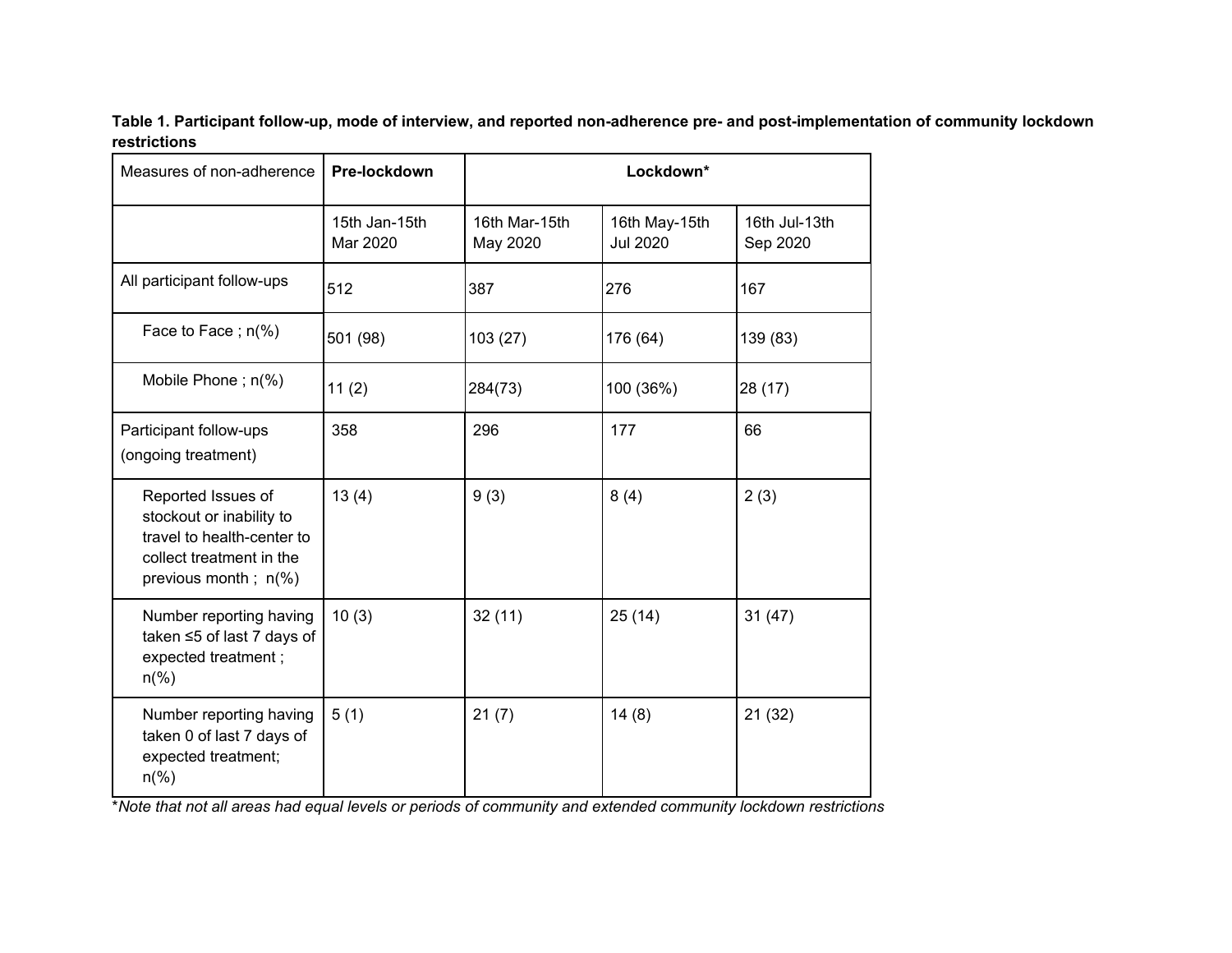**Table 1. Participant follow-up, mode of interview, and reported non-adherence pre- and post-implementation of community lockdown restrictions**

| Measures of non-adherence | **Pre-lockdown** | **Lockdown*** | | |
|---|---|---|---|---|
| | 15th Jan-15th Mar 2020 | 16th Mar-15th May 2020 | 16th May-15th Jul 2020 | 16th Jul-13th Sep 2020 |
| All participant follow-ups | 512 | 387 | 276 | 167 |
| Face to Face ; n(%) | 501 (98) | 103 (27) | 176 (64) | 139 (83) |
| Mobile Phone ; n(%) | 11 (2) | 284(73) | 100 (36%) | 28 (17) |
| Participant follow-ups (ongoing treatment) | 358 | 296 | 177 | 66 |
| Reported Issues of stockout or inability to travel to health-center to collect treatment in the previous month ; n(%) | 13 (4) | 9 (3) | 8 (4) | 2 (3) |
| Number reporting having taken ≤5 of last 7 days of expected treatment ; n(%) | 10 (3) | 32 (11) | 25 (14) | 31 (47) |
| Number reporting having taken 0 of last 7 days of expected treatment; n(%) | 5 (1) | 21 (7) | 14 (8) | 21 (32) |

**Note that not all areas had equal levels or periods of community and extended community lockdown restrictions*